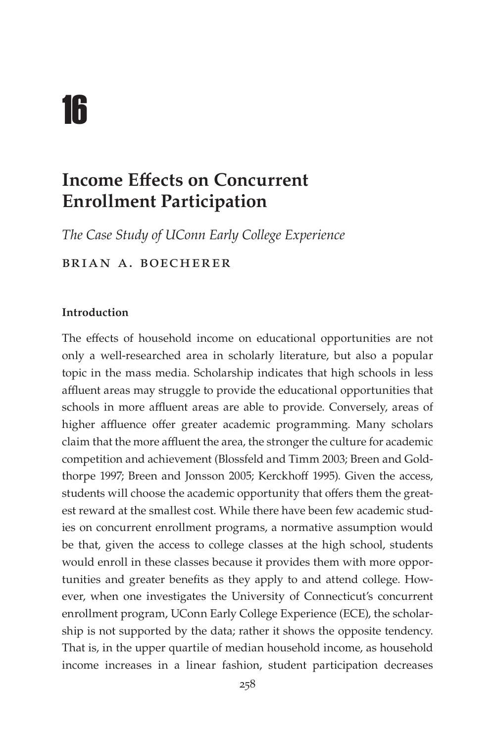# 16

## Income Effects on Concurrent Enrollment Participation

*The Case Study of UConn Early College Experience*

BRIAN A. BOECHERER

### Introduction

The effects of household income on educational opportunities are not only a well-researched area in scholarly literature, but also a popular topic in the mass media. Scholarship indicates that high schools in less affluent areas may struggle to provide the educational opportunities that schools in more affluent areas are able to provide. Conversely, areas of higher affluence offer greater academic programming. Many scholars claim that the more affluent the area, the stronger the culture for academic competition and achievement (Blossfeld and Timm 2003; Breen and Goldthorpe 1997; Breen and Jonsson 2005; Kerckhoff 1995). Given the access, students will choose the academic opportunity that offers them the greatest reward at the smallest cost. While there have been few academic studies on concurrent enrollment programs, a normative assumption would be that, given the access to college classes at the high school, students would enroll in these classes because it provides them with more opportunities and greater benefits as they apply to and attend college. However, when one investigates the University of Connecticut's concurrent enrollment program, UConn Early College Experience (ECE), the scholarship is not supported by the data; rather it shows the opposite tendency. That is, in the upper quartile of median household income, as household income increases in a linear fashion, student participation decreases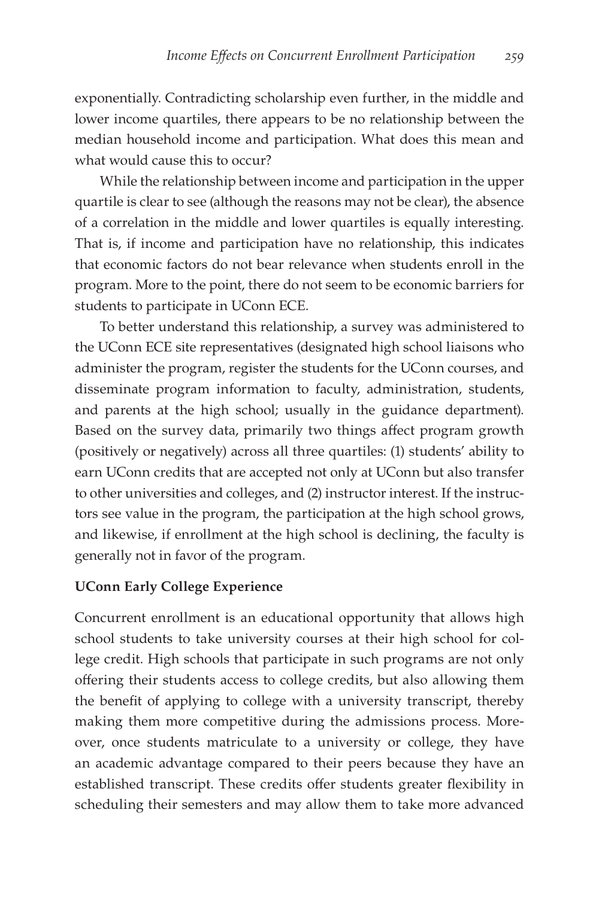exponentially. Contradicting scholarship even further, in the middle and lower income quartiles, there appears to be no relationship between the median household income and participation. What does this mean and what would cause this to occur?

While the relationship between income and participation in the upper quartile is clear to see (although the reasons may not be clear), the absence of a correlation in the middle and lower quartiles is equally interesting. That is, if income and participation have no relationship, this indicates that economic factors do not bear relevance when students enroll in the program. More to the point, there do not seem to be economic barriers for students to participate in UConn ECE.

To better understand this relationship, a survey was administered to the UConn ECE site representatives (designated high school liaisons who administer the program, register the students for the UConn courses, and disseminate program information to faculty, administration, students, and parents at the high school; usually in the guidance department). Based on the survey data, primarily two things affect program growth (positively or negatively) across all three quartiles: (1) students' ability to earn UConn credits that are accepted not only at UConn but also transfer to other universities and colleges, and (2) instructor interest. If the instructors see value in the program, the participation at the high school grows, and likewise, if enrollment at the high school is declining, the faculty is generally not in favor of the program.

**UConn Early College Experience**

Concurrent enrollment is an educational opportunity that allows high school students to take university courses at their high school for college credit. High schools that participate in such programs are not only offering their students access to college credits, but also allowing them the benefit of applying to college with a university transcript, thereby making them more competitive during the admissions process. Moreover, once students matriculate to a university or college, they have an academic advantage compared to their peers because they have an established transcript. These credits offer students greater flexibility in scheduling their semesters and may allow them to take more advanced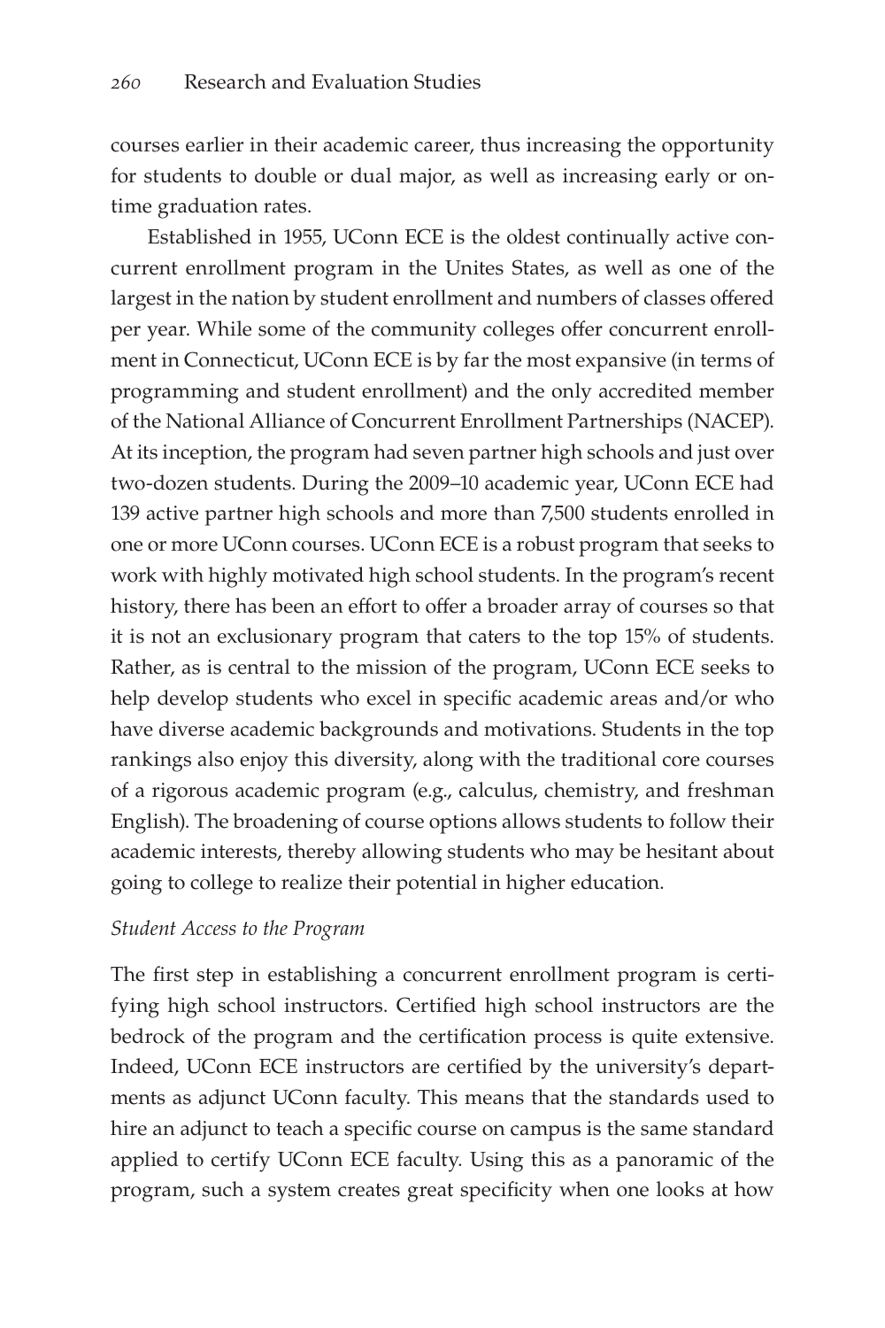courses earlier in their academic career, thus increasing the opportunity for students to double or dual major, as well as increasing early or on-time graduation rates.

Established in 1955, UConn ECE is the oldest continually active concurrent enrollment program in the Unites States, as well as one of the largest in the nation by student enrollment and numbers of classes offered per year. While some of the community colleges offer concurrent enrollment in Connecticut, UConn ECE is by far the most expansive (in terms of programming and student enrollment) and the only accredited member of the National Alliance of Concurrent Enrollment Partnerships (NACEP). At its inception, the program had seven partner high schools and just over two-dozen students. During the 2009–10 academic year, UConn ECE had 139 active partner high schools and more than 7,500 students enrolled in one or more UConn courses. UConn ECE is a robust program that seeks to work with highly motivated high school students. In the program's recent history, there has been an effort to offer a broader array of courses so that it is not an exclusionary program that caters to the top 15% of students. Rather, as is central to the mission of the program, UConn ECE seeks to help develop students who excel in specific academic areas and/or who have diverse academic backgrounds and motivations. Students in the top rankings also enjoy this diversity, along with the traditional core courses of a rigorous academic program (e.g., calculus, chemistry, and freshman English). The broadening of course options allows students to follow their academic interests, thereby allowing students who may be hesitant about going to college to realize their potential in higher education.

*Student Access to the Program*

The first step in establishing a concurrent enrollment program is certifying high school instructors. Certified high school instructors are the bedrock of the program and the certification process is quite extensive. Indeed, UConn ECE instructors are certified by the university's departments as adjunct UConn faculty. This means that the standards used to hire an adjunct to teach a specific course on campus is the same standard applied to certify UConn ECE faculty. Using this as a panoramic of the program, such a system creates great specificity when one looks at how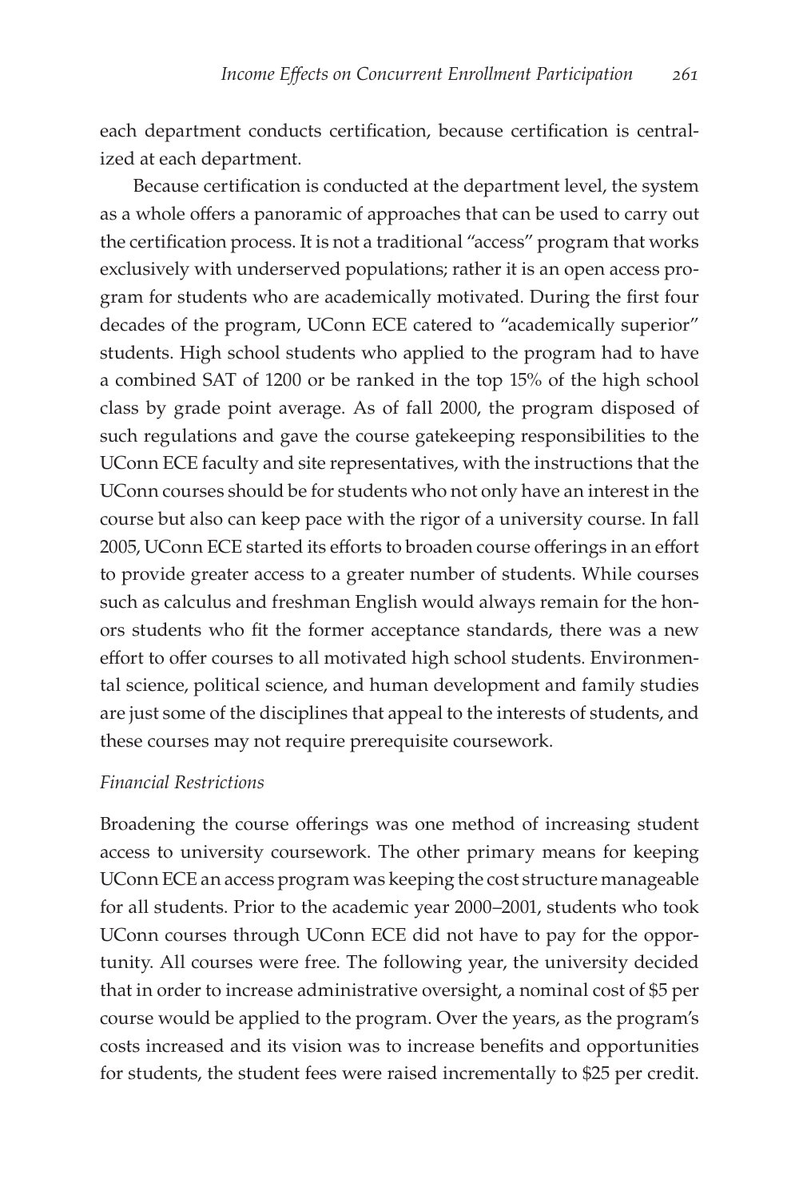each department conducts certification, because certification is centralized at each department.

Because certification is conducted at the department level, the system as a whole offers a panoramic of approaches that can be used to carry out the certification process. It is not a traditional "access" program that works exclusively with underserved populations; rather it is an open access program for students who are academically motivated. During the first four decades of the program, UConn ECE catered to "academically superior" students. High school students who applied to the program had to have a combined SAT of 1200 or be ranked in the top 15% of the high school class by grade point average. As of fall 2000, the program disposed of such regulations and gave the course gatekeeping responsibilities to the UConn ECE faculty and site representatives, with the instructions that the UConn courses should be for students who not only have an interest in the course but also can keep pace with the rigor of a university course. In fall 2005, UConn ECE started its efforts to broaden course offerings in an effort to provide greater access to a greater number of students. While courses such as calculus and freshman English would always remain for the honors students who fit the former acceptance standards, there was a new effort to offer courses to all motivated high school students. Environmental science, political science, and human development and family studies are just some of the disciplines that appeal to the interests of students, and these courses may not require prerequisite coursework.

*Financial Restrictions*

Broadening the course offerings was one method of increasing student access to university coursework. The other primary means for keeping UConn ECE an access program was keeping the cost structure manageable for all students. Prior to the academic year 2000–2001, students who took UConn courses through UConn ECE did not have to pay for the opportunity. All courses were free. The following year, the university decided that in order to increase administrative oversight, a nominal cost of $5 per course would be applied to the program. Over the years, as the program's costs increased and its vision was to increase benefits and opportunities for students, the student fees were raised incrementally to $25 per credit.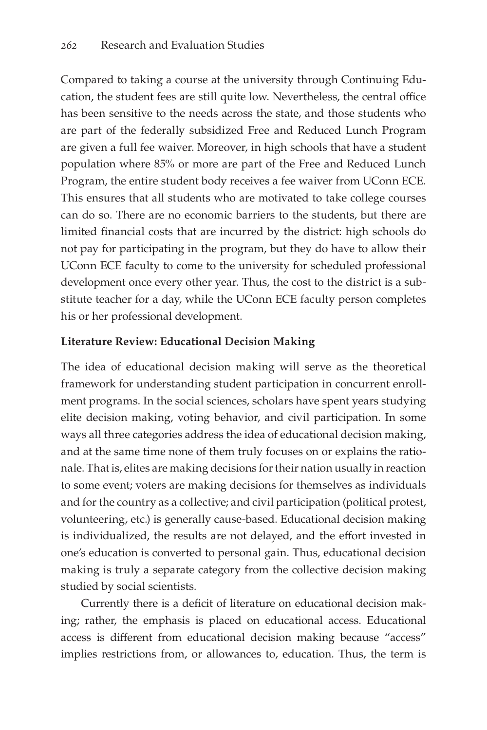Compared to taking a course at the university through Continuing Education, the student fees are still quite low. Nevertheless, the central office has been sensitive to the needs across the state, and those students who are part of the federally subsidized Free and Reduced Lunch Program are given a full fee waiver. Moreover, in high schools that have a student population where 85% or more are part of the Free and Reduced Lunch Program, the entire student body receives a fee waiver from UConn ECE. This ensures that all students who are motivated to take college courses can do so. There are no economic barriers to the students, but there are limited financial costs that are incurred by the district: high schools do not pay for participating in the program, but they do have to allow their UConn ECE faculty to come to the university for scheduled professional development once every other year. Thus, the cost to the district is a substitute teacher for a day, while the UConn ECE faculty person completes his or her professional development.

**Literature Review: Educational Decision Making**

The idea of educational decision making will serve as the theoretical framework for understanding student participation in concurrent enrollment programs. In the social sciences, scholars have spent years studying elite decision making, voting behavior, and civil participation. In some ways all three categories address the idea of educational decision making, and at the same time none of them truly focuses on or explains the rationale. That is, elites are making decisions for their nation usually in reaction to some event; voters are making decisions for themselves as individuals and for the country as a collective; and civil participation (political protest, volunteering, etc.) is generally cause-based. Educational decision making is individualized, the results are not delayed, and the effort invested in one's education is converted to personal gain. Thus, educational decision making is truly a separate category from the collective decision making studied by social scientists.

Currently there is a deficit of literature on educational decision making; rather, the emphasis is placed on educational access. Educational access is different from educational decision making because "access" implies restrictions from, or allowances to, education. Thus, the term is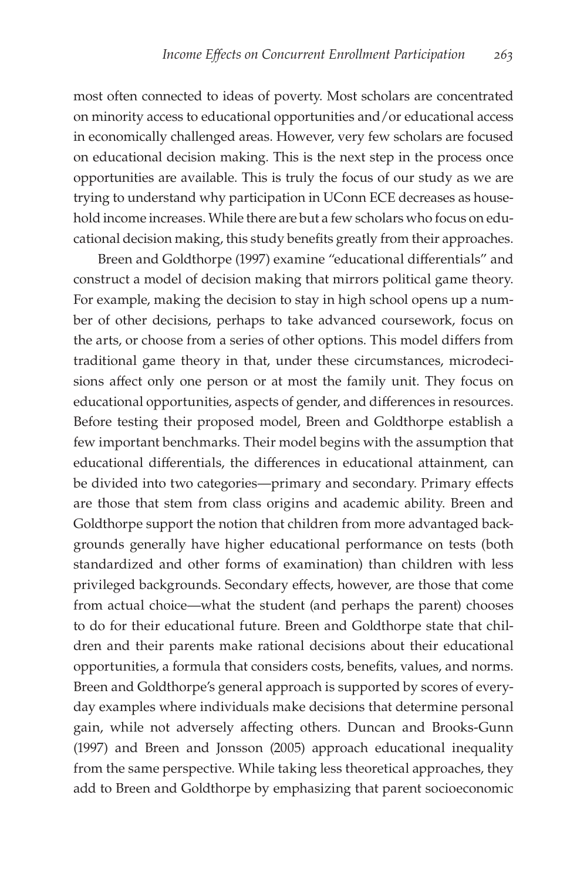most often connected to ideas of poverty. Most scholars are concentrated on minority access to educational opportunities and/or educational access in economically challenged areas. However, very few scholars are focused on educational decision making. This is the next step in the process once opportunities are available. This is truly the focus of our study as we are trying to understand why participation in UConn ECE decreases as household income increases. While there are but a few scholars who focus on educational decision making, this study benefits greatly from their approaches.

Breen and Goldthorpe (1997) examine "educational differentials" and construct a model of decision making that mirrors political game theory. For example, making the decision to stay in high school opens up a number of other decisions, perhaps to take advanced coursework, focus on the arts, or choose from a series of other options. This model differs from traditional game theory in that, under these circumstances, microdecisions affect only one person or at most the family unit. They focus on educational opportunities, aspects of gender, and differences in resources. Before testing their proposed model, Breen and Goldthorpe establish a few important benchmarks. Their model begins with the assumption that educational differentials, the differences in educational attainment, can be divided into two categories—primary and secondary. Primary effects are those that stem from class origins and academic ability. Breen and Goldthorpe support the notion that children from more advantaged backgrounds generally have higher educational performance on tests (both standardized and other forms of examination) than children with less privileged backgrounds. Secondary effects, however, are those that come from actual choice—what the student (and perhaps the parent) chooses to do for their educational future. Breen and Goldthorpe state that children and their parents make rational decisions about their educational opportunities, a formula that considers costs, benefits, values, and norms. Breen and Goldthorpe's general approach is supported by scores of everyday examples where individuals make decisions that determine personal gain, while not adversely affecting others. Duncan and Brooks-Gunn (1997) and Breen and Jonsson (2005) approach educational inequality from the same perspective. While taking less theoretical approaches, they add to Breen and Goldthorpe by emphasizing that parent socioeconomic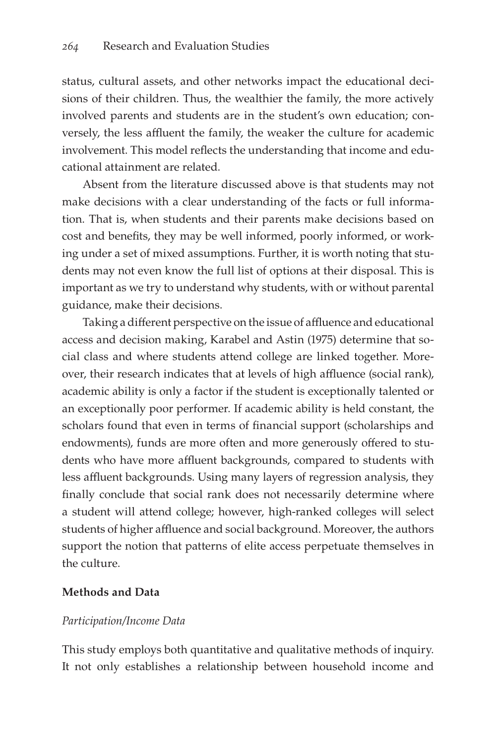status, cultural assets, and other networks impact the educational decisions of their children. Thus, the wealthier the family, the more actively involved parents and students are in the student's own education; conversely, the less affluent the family, the weaker the culture for academic involvement. This model reflects the understanding that income and educational attainment are related.

Absent from the literature discussed above is that students may not make decisions with a clear understanding of the facts or full information. That is, when students and their parents make decisions based on cost and benefits, they may be well informed, poorly informed, or working under a set of mixed assumptions. Further, it is worth noting that students may not even know the full list of options at their disposal. This is important as we try to understand why students, with or without parental guidance, make their decisions.

Taking a different perspective on the issue of affluence and educational access and decision making, Karabel and Astin (1975) determine that social class and where students attend college are linked together. Moreover, their research indicates that at levels of high affluence (social rank), academic ability is only a factor if the student is exceptionally talented or an exceptionally poor performer. If academic ability is held constant, the scholars found that even in terms of financial support (scholarships and endowments), funds are more often and more generously offered to students who have more affluent backgrounds, compared to students with less affluent backgrounds. Using many layers of regression analysis, they finally conclude that social rank does not necessarily determine where a student will attend college; however, high-ranked colleges will select students of higher affluence and social background. Moreover, the authors support the notion that patterns of elite access perpetuate themselves in the culture.

**Methods and Data**

*Participation/Income Data*

This study employs both quantitative and qualitative methods of inquiry. It not only establishes a relationship between household income and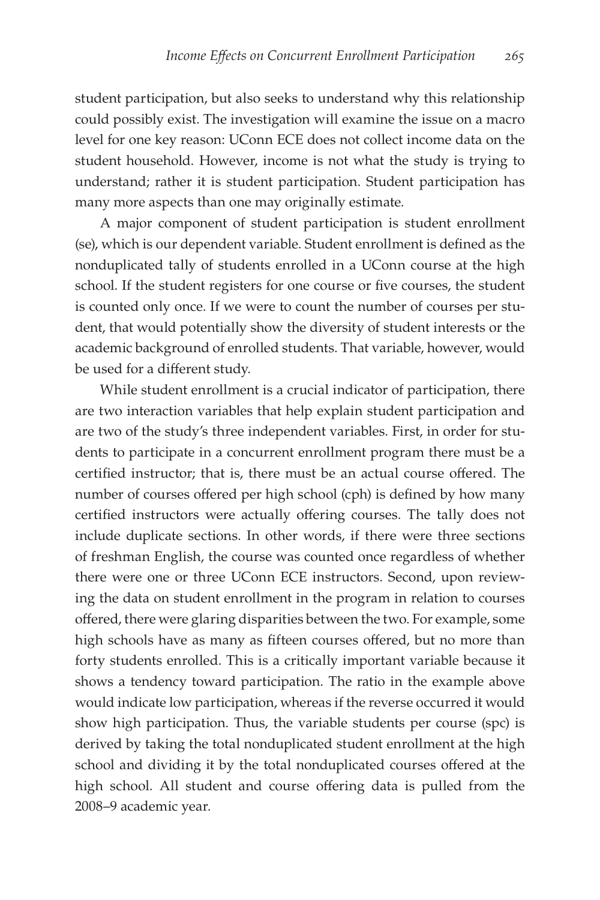student participation, but also seeks to understand why this relationship could possibly exist. The investigation will examine the issue on a macro level for one key reason: UConn ECE does not collect income data on the student household. However, income is not what the study is trying to understand; rather it is student participation. Student participation has many more aspects than one may originally estimate.

A major component of student participation is student enrollment (se), which is our dependent variable. Student enrollment is defined as the nonduplicated tally of students enrolled in a UConn course at the high school. If the student registers for one course or five courses, the student is counted only once. If we were to count the number of courses per student, that would potentially show the diversity of student interests or the academic background of enrolled students. That variable, however, would be used for a different study.

While student enrollment is a crucial indicator of participation, there are two interaction variables that help explain student participation and are two of the study's three independent variables. First, in order for students to participate in a concurrent enrollment program there must be a certified instructor; that is, there must be an actual course offered. The number of courses offered per high school (cph) is defined by how many certified instructors were actually offering courses. The tally does not include duplicate sections. In other words, if there were three sections of freshman English, the course was counted once regardless of whether there were one or three UConn ECE instructors. Second, upon reviewing the data on student enrollment in the program in relation to courses offered, there were glaring disparities between the two. For example, some high schools have as many as fifteen courses offered, but no more than forty students enrolled. This is a critically important variable because it shows a tendency toward participation. The ratio in the example above would indicate low participation, whereas if the reverse occurred it would show high participation. Thus, the variable students per course (spc) is derived by taking the total nonduplicated student enrollment at the high school and dividing it by the total nonduplicated courses offered at the high school. All student and course offering data is pulled from the 2008–9 academic year.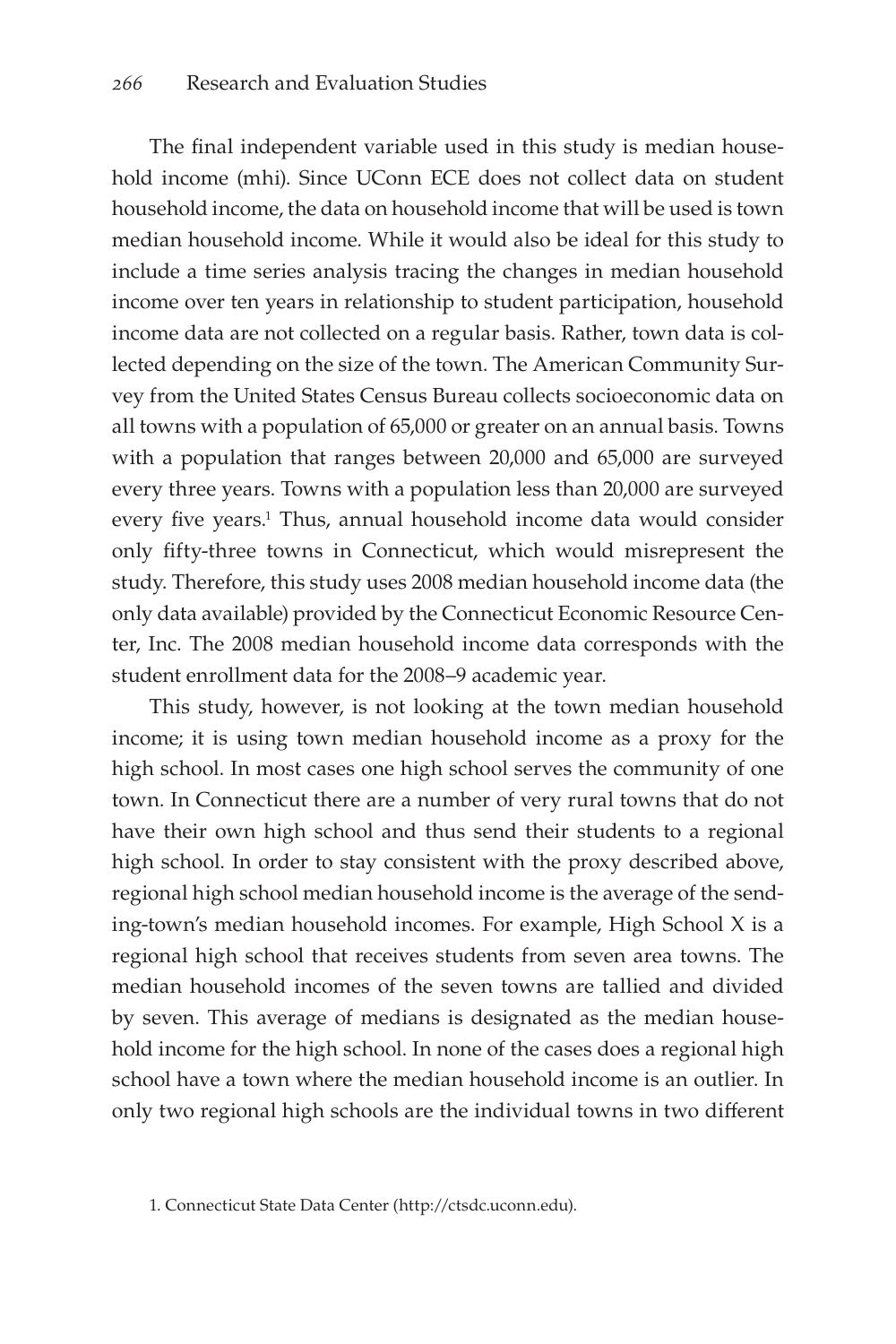The final independent variable used in this study is median household income (mhi). Since UConn ECE does not collect data on student household income, the data on household income that will be used is town median household income. While it would also be ideal for this study to include a time series analysis tracing the changes in median household income over ten years in relationship to student participation, household income data are not collected on a regular basis. Rather, town data is collected depending on the size of the town. The American Community Survey from the United States Census Bureau collects socioeconomic data on all towns with a population of 65,000 or greater on an annual basis. Towns with a population that ranges between 20,000 and 65,000 are surveyed every three years. Towns with a population less than 20,000 are surveyed every five years.[1] Thus, annual household income data would consider only fifty-three towns in Connecticut, which would misrepresent the study. Therefore, this study uses 2008 median household income data (the only data available) provided by the Connecticut Economic Resource Center, Inc. The 2008 median household income data corresponds with the student enrollment data for the 2008–9 academic year.

This study, however, is not looking at the town median household income; it is using town median household income as a proxy for the high school. In most cases one high school serves the community of one town. In Connecticut there are a number of very rural towns that do not have their own high school and thus send their students to a regional high school. In order to stay consistent with the proxy described above, regional high school median household income is the average of the sending-town's median household incomes. For example, High School X is a regional high school that receives students from seven area towns. The median household incomes of the seven towns are tallied and divided by seven. This average of medians is designated as the median household income for the high school. In none of the cases does a regional high school have a town where the median household income is an outlier. In only two regional high schools are the individual towns in two different

1. Connecticut State Data Center (http://ctsdc.uconn.edu).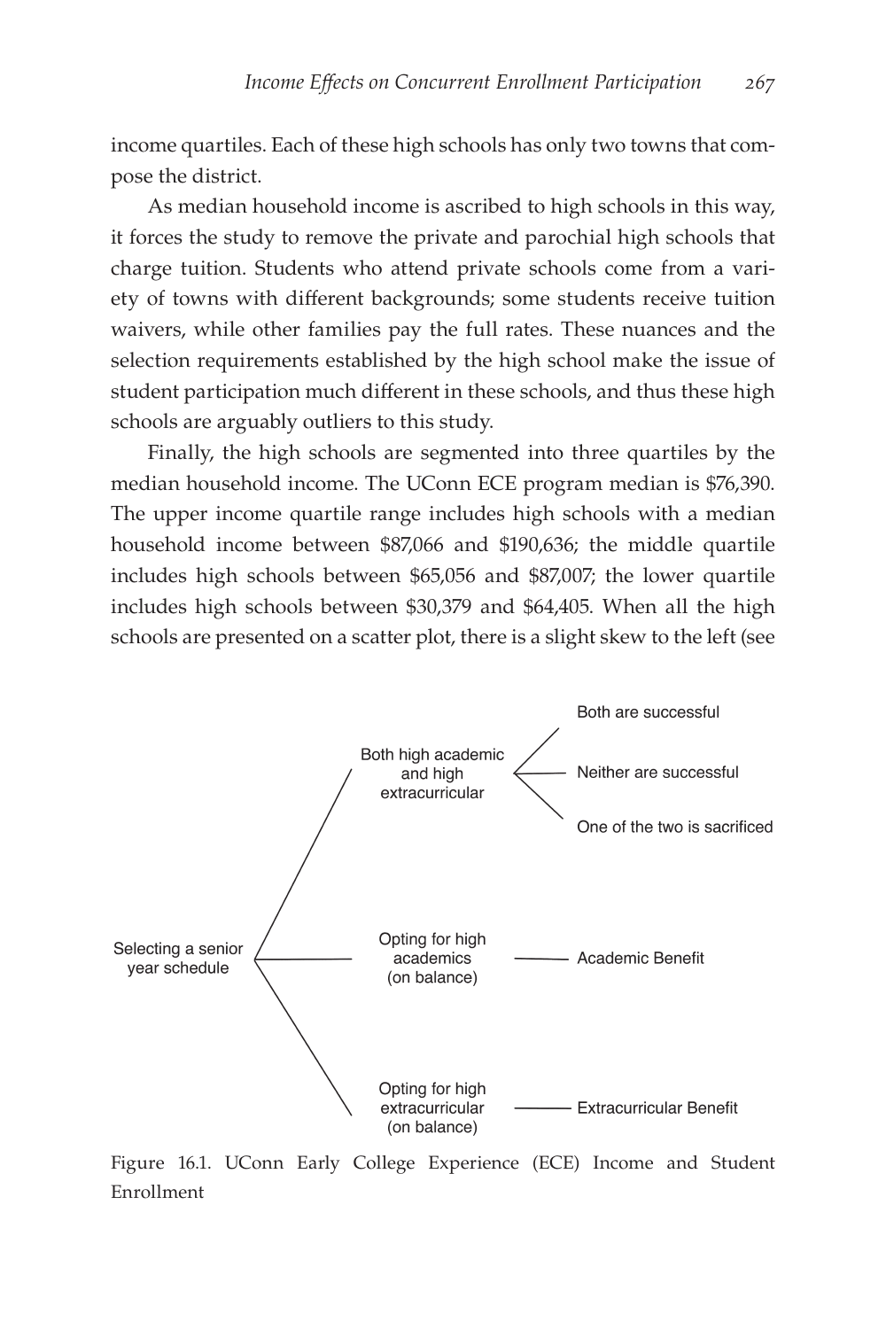income quartiles. Each of these high schools has only two towns that compose the district.

As median household income is ascribed to high schools in this way, it forces the study to remove the private and parochial high schools that charge tuition. Students who attend private schools come from a variety of towns with different backgrounds; some students receive tuition waivers, while other families pay the full rates. These nuances and the selection requirements established by the high school make the issue of student participation much different in these schools, and thus these high schools are arguably outliers to this study.

Finally, the high schools are segmented into three quartiles by the median household income. The UConn ECE program median is $76,390. The upper income quartile range includes high schools with a median household income between $87,066 and $190,636; the middle quartile includes high schools between $65,056 and $87,007; the lower quartile includes high schools between $30,379 and $64,405. When all the high schools are presented on a scatter plot, there is a slight skew to the left (see

- Selecting a senior year schedule
  - Both high academic and high extracurricular
    - Both are successful
    - Neither are successful
    - One of the two is sacrificed
  - Opting for high academics (on balance)
    - Academic Benefit
  - Opting for high extracurricular (on balance)
    - Extracurricular Benefit

Figure 16.1. UConn Early College Experience (ECE) Income and Student Enrollment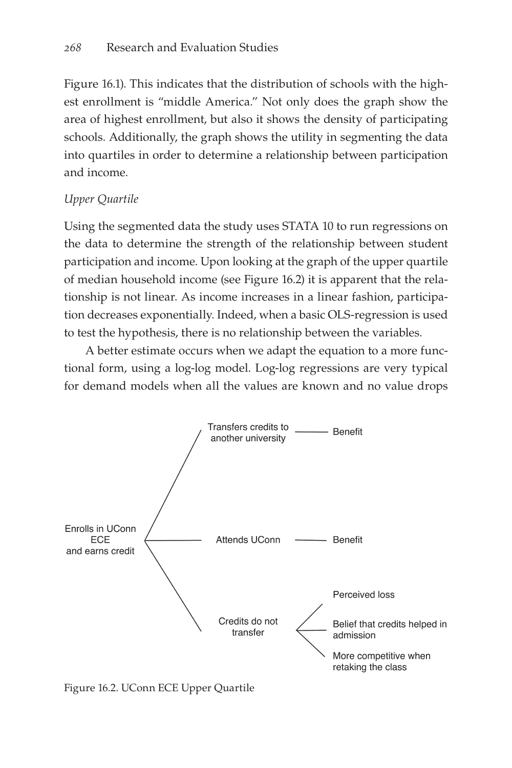Figure 16.1). This indicates that the distribution of schools with the highest enrollment is "middle America." Not only does the graph show the area of highest enrollment, but also it shows the density of participating schools. Additionally, the graph shows the utility in segmenting the data into quartiles in order to determine a relationship between participation and income.

*Upper Quartile*

Using the segmented data the study uses STATA 10 to run regressions on the data to determine the strength of the relationship between student participation and income. Upon looking at the graph of the upper quartile of median household income (see Figure 16.2) it is apparent that the relationship is not linear. As income increases in a linear fashion, participation decreases exponentially. Indeed, when a basic OLS-regression is used to test the hypothesis, there is no relationship between the variables.

A better estimate occurs when we adapt the equation to a more functional form, using a log-log model. Log-log regressions are very typical for demand models when all the values are known and no value drops

Enrolls in UConn ECE and earns credit

- Transfers credits to another university — Benefit
- Attends UConn — Benefit
- Credits do not transfer
  - Perceived loss
  - Belief that credits helped in admission
  - More competitive when retaking the class

Figure 16.2. UConn ECE Upper Quartile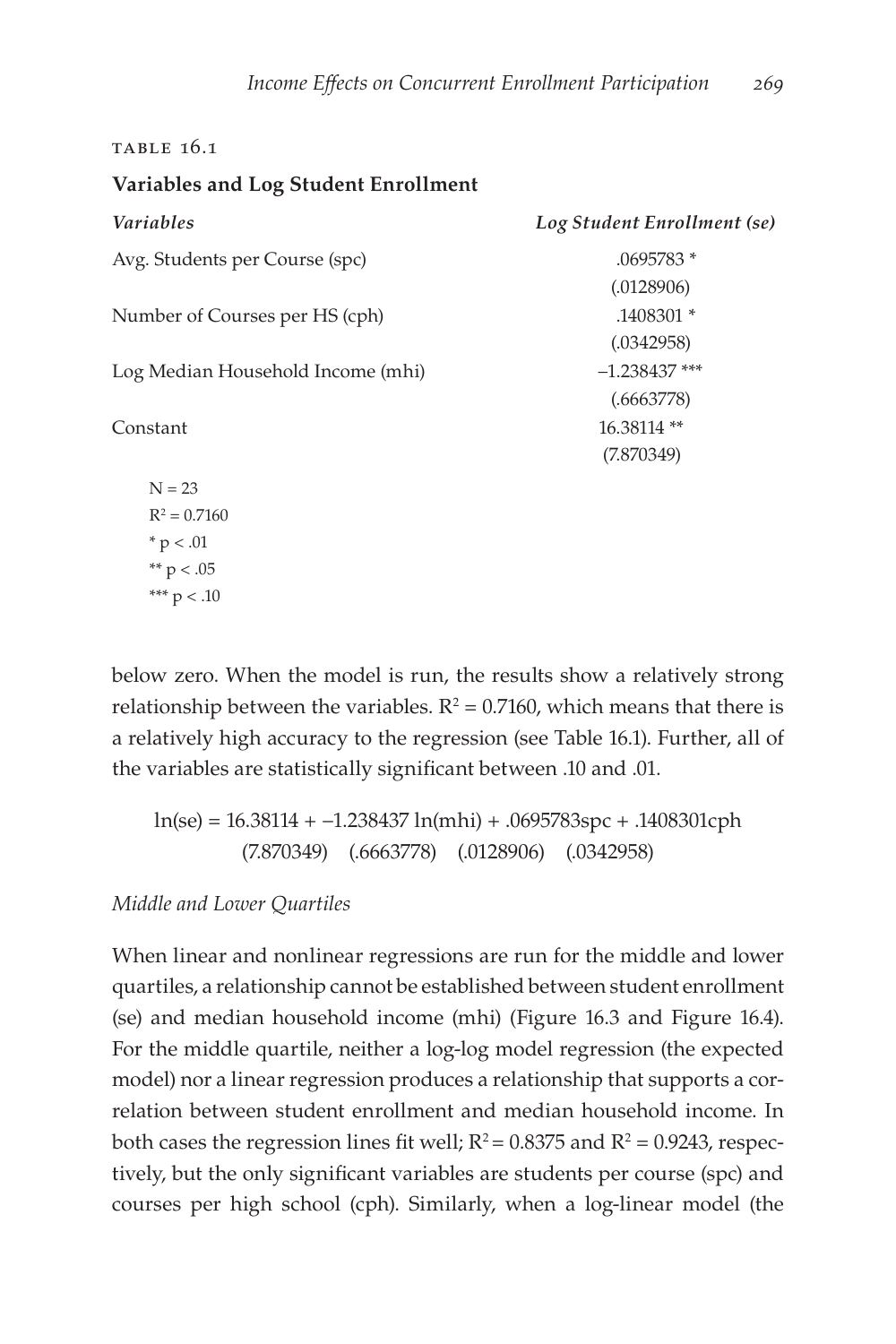TABLE 16.1

**Variables and Log Student Enrollment**

| *Variables* | *Log Student Enrollment (se)* |
|---|---|
| Avg. Students per Course (spc) | .0695783 * |
| | (.0128906) |
| Number of Courses per HS (cph) | .1408301 * |
| | (.0342958) |
| Log Median Household Income (mhi) | –1.238437 *** |
| | (.6663778) |
| Constant | 16.38114 ** |
| | (7.870349) |

N = 23
$R^2 = 0.7160$
* $p < .01$
** $p < .05$
*** $p < .10$

below zero. When the model is run, the results show a relatively strong relationship between the variables. $R^2 = 0.7160$, which means that there is a relatively high accuracy to the regression (see Table 16.1). Further, all of the variables are statistically significant between .10 and .01.

$$\ln(se) = \underset{(7.870349)}{16.38114} + \underset{(.6663778)}{-1.238437} \ln(mhi) + \underset{(.0128906)}{.0695783} spc + \underset{(.0342958)}{.1408301} cph$$

*Middle and Lower Quartiles*

When linear and nonlinear regressions are run for the middle and lower quartiles, a relationship cannot be established between student enrollment (se) and median household income (mhi) (Figure 16.3 and Figure 16.4). For the middle quartile, neither a log-log model regression (the expected model) nor a linear regression produces a relationship that supports a correlation between student enrollment and median household income. In both cases the regression lines fit well; $R^2 = 0.8375$ and $R^2 = 0.9243$, respectively, but the only significant variables are students per course (spc) and courses per high school (cph). Similarly, when a log-linear model (the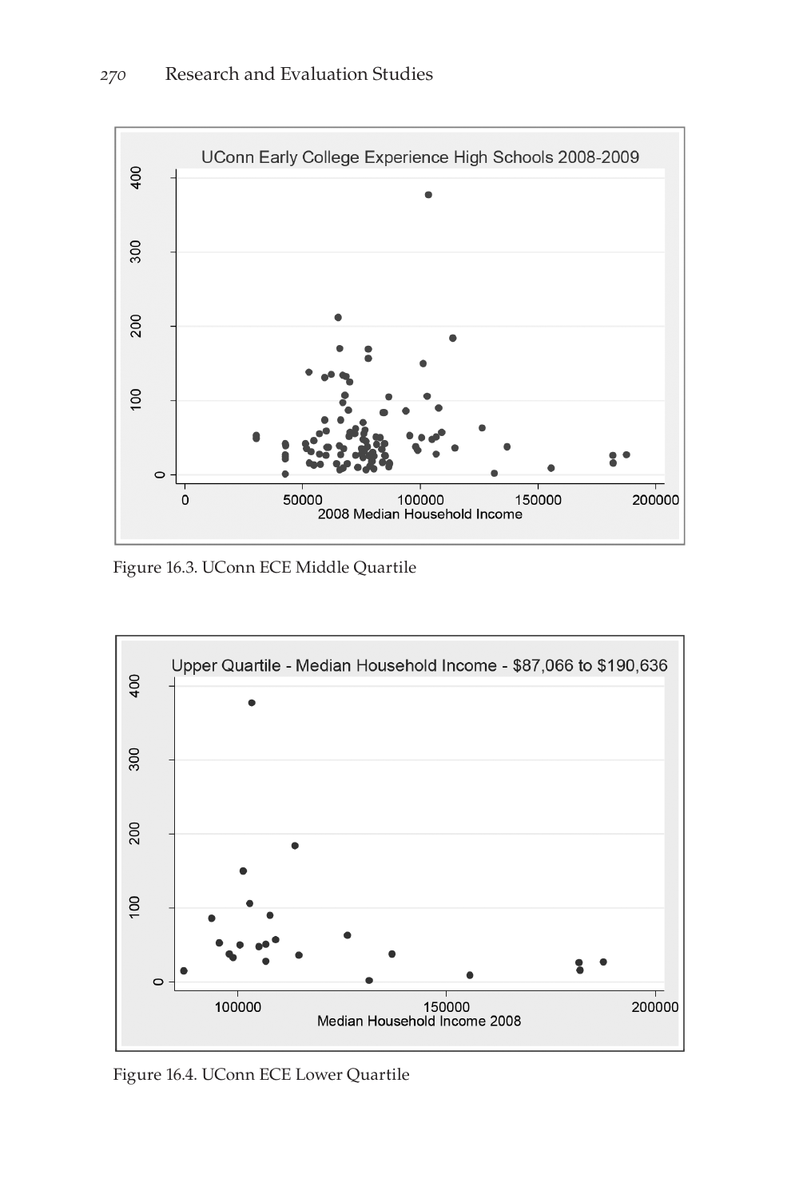Figure 16.3. UConn ECE Middle Quartile

Figure 16.4. UConn ECE Lower Quartile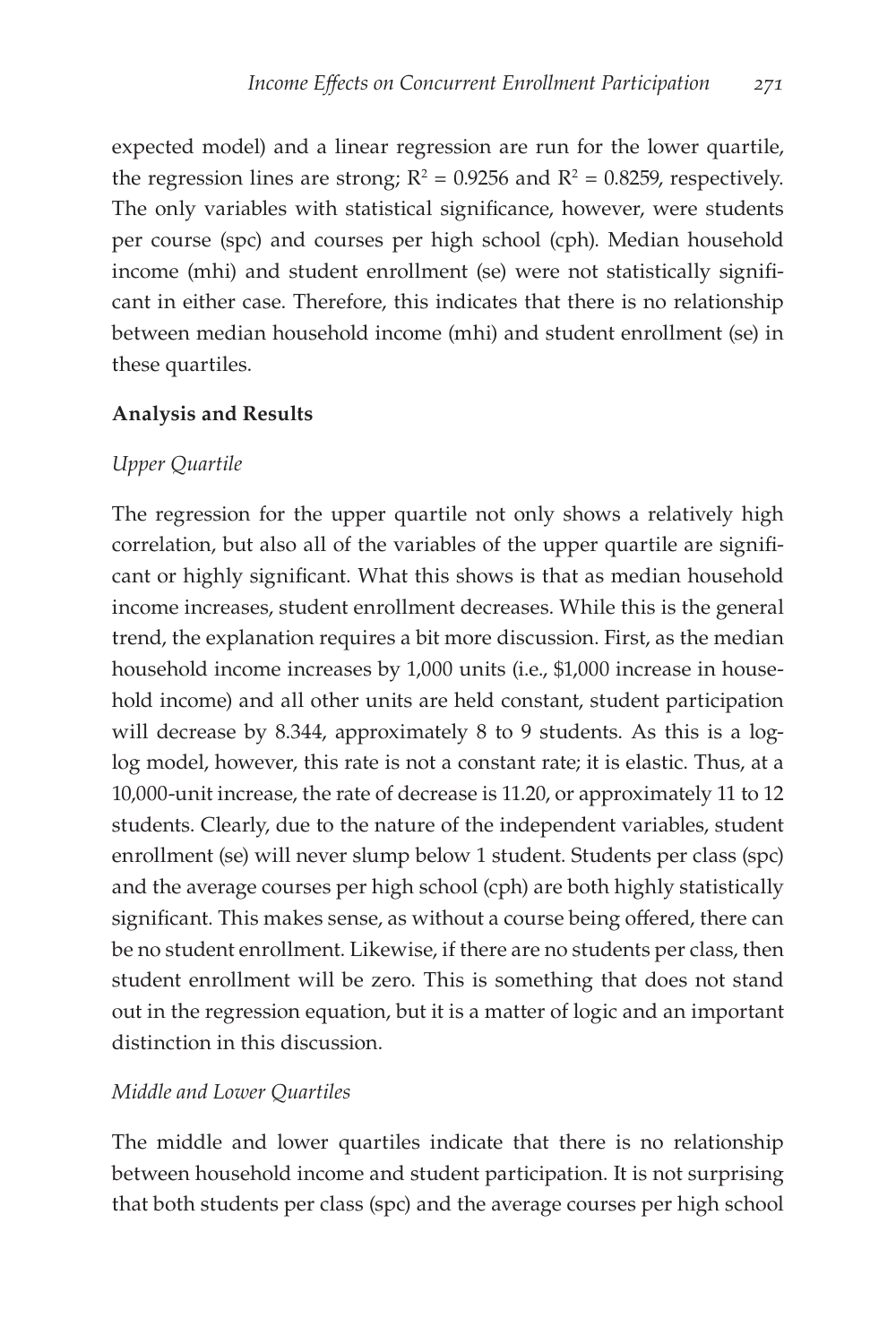expected model) and a linear regression are run for the lower quartile, the regression lines are strong; $R^2 = 0.9256$ and $R^2 = 0.8259$, respectively. The only variables with statistical significance, however, were students per course (spc) and courses per high school (cph). Median household income (mhi) and student enrollment (se) were not statistically significant in either case. Therefore, this indicates that there is no relationship between median household income (mhi) and student enrollment (se) in these quartiles.

## Analysis and Results

### *Upper Quartile*

The regression for the upper quartile not only shows a relatively high correlation, but also all of the variables of the upper quartile are significant or highly significant. What this shows is that as median household income increases, student enrollment decreases. While this is the general trend, the explanation requires a bit more discussion. First, as the median household income increases by 1,000 units (i.e., $1,000 increase in household income) and all other units are held constant, student participation will decrease by 8.344, approximately 8 to 9 students. As this is a log-log model, however, this rate is not a constant rate; it is elastic. Thus, at a 10,000-unit increase, the rate of decrease is 11.20, or approximately 11 to 12 students. Clearly, due to the nature of the independent variables, student enrollment (se) will never slump below 1 student. Students per class (spc) and the average courses per high school (cph) are both highly statistically significant. This makes sense, as without a course being offered, there can be no student enrollment. Likewise, if there are no students per class, then student enrollment will be zero. This is something that does not stand out in the regression equation, but it is a matter of logic and an important distinction in this discussion.

### *Middle and Lower Quartiles*

The middle and lower quartiles indicate that there is no relationship between household income and student participation. It is not surprising that both students per class (spc) and the average courses per high school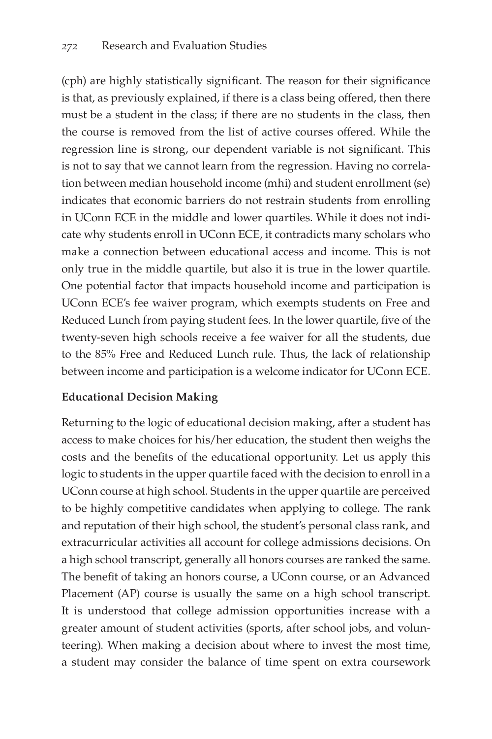(cph) are highly statistically significant. The reason for their significance is that, as previously explained, if there is a class being offered, then there must be a student in the class; if there are no students in the class, then the course is removed from the list of active courses offered. While the regression line is strong, our dependent variable is not significant. This is not to say that we cannot learn from the regression. Having no correlation between median household income (mhi) and student enrollment (se) indicates that economic barriers do not restrain students from enrolling in UConn ECE in the middle and lower quartiles. While it does not indicate why students enroll in UConn ECE, it contradicts many scholars who make a connection between educational access and income. This is not only true in the middle quartile, but also it is true in the lower quartile. One potential factor that impacts household income and participation is UConn ECE's fee waiver program, which exempts students on Free and Reduced Lunch from paying student fees. In the lower quartile, five of the twenty-seven high schools receive a fee waiver for all the students, due to the 85% Free and Reduced Lunch rule. Thus, the lack of relationship between income and participation is a welcome indicator for UConn ECE.

**Educational Decision Making**

Returning to the logic of educational decision making, after a student has access to make choices for his/her education, the student then weighs the costs and the benefits of the educational opportunity. Let us apply this logic to students in the upper quartile faced with the decision to enroll in a UConn course at high school. Students in the upper quartile are perceived to be highly competitive candidates when applying to college. The rank and reputation of their high school, the student's personal class rank, and extracurricular activities all account for college admissions decisions. On a high school transcript, generally all honors courses are ranked the same. The benefit of taking an honors course, a UConn course, or an Advanced Placement (AP) course is usually the same on a high school transcript. It is understood that college admission opportunities increase with a greater amount of student activities (sports, after school jobs, and volunteering). When making a decision about where to invest the most time, a student may consider the balance of time spent on extra coursework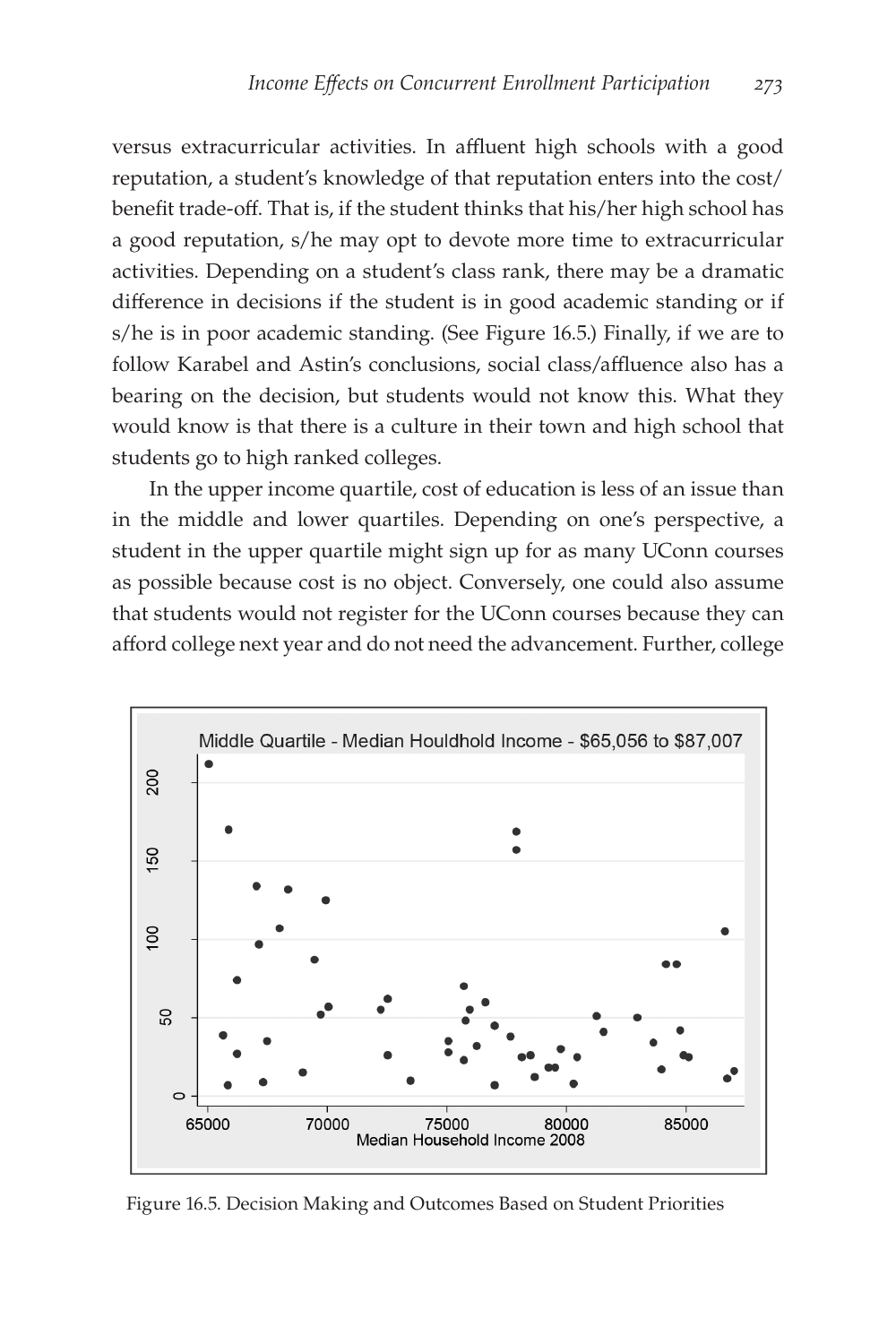versus extracurricular activities. In affluent high schools with a good reputation, a student's knowledge of that reputation enters into the cost/benefit trade-off. That is, if the student thinks that his/her high school has a good reputation, s/he may opt to devote more time to extracurricular activities. Depending on a student's class rank, there may be a dramatic difference in decisions if the student is in good academic standing or if s/he is in poor academic standing. (See Figure 16.5.) Finally, if we are to follow Karabel and Astin's conclusions, social class/affluence also has a bearing on the decision, but students would not know this. What they would know is that there is a culture in their town and high school that students go to high ranked colleges.

In the upper income quartile, cost of education is less of an issue than in the middle and lower quartiles. Depending on one's perspective, a student in the upper quartile might sign up for as many UConn courses as possible because cost is no object. Conversely, one could also assume that students would not register for the UConn courses because they can afford college next year and do not need the advancement. Further, college

Middle Quartile - Median Houldhold Income - $65,056 to $87,007

Median Household Income 2008

Figure 16.5. Decision Making and Outcomes Based on Student Priorities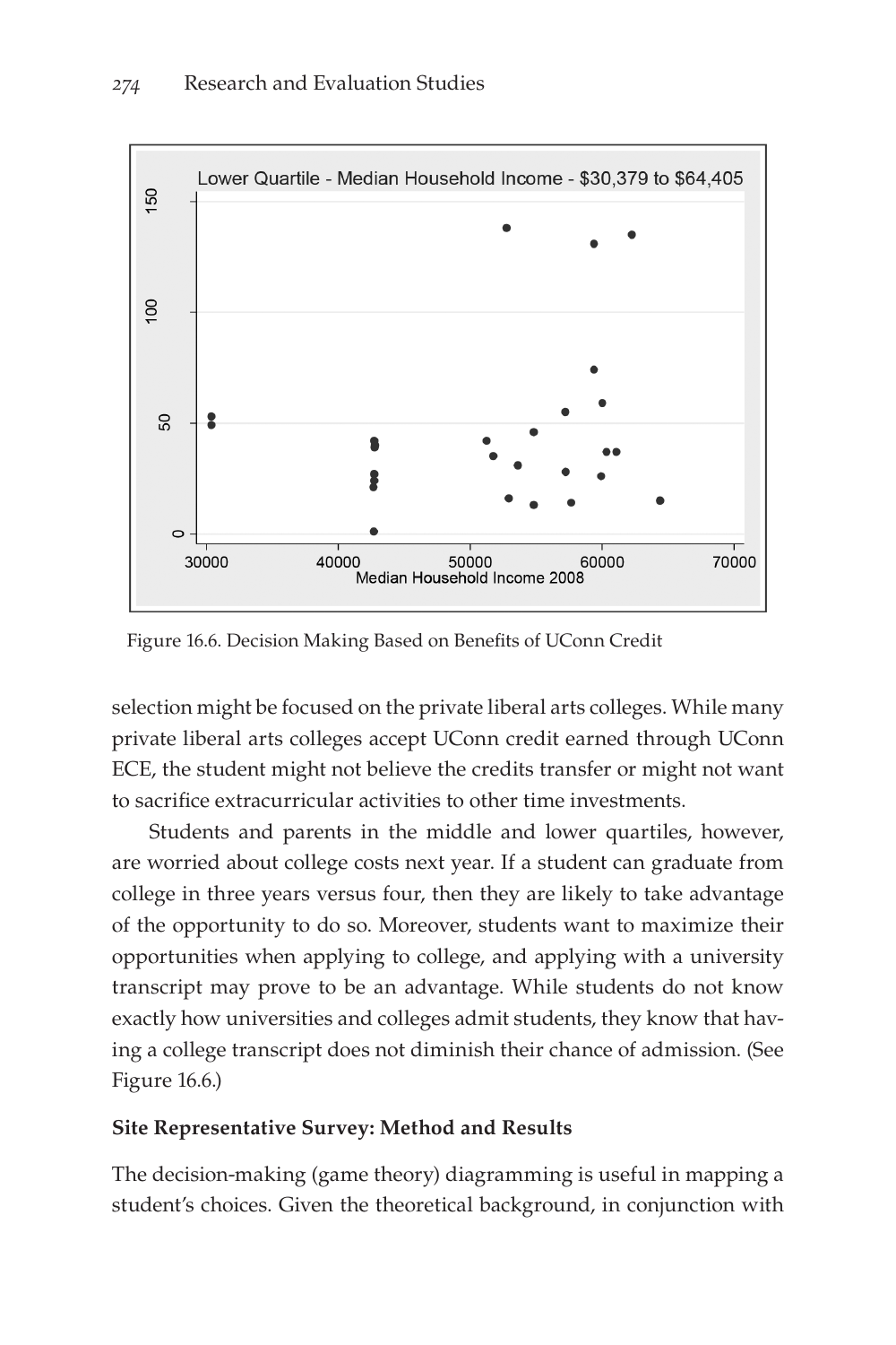Figure 16.6. Decision Making Based on Benefits of UConn Credit

selection might be focused on the private liberal arts colleges. While many private liberal arts colleges accept UConn credit earned through UConn ECE, the student might not believe the credits transfer or might not want to sacrifice extracurricular activities to other time investments.

Students and parents in the middle and lower quartiles, however, are worried about college costs next year. If a student can graduate from college in three years versus four, then they are likely to take advantage of the opportunity to do so. Moreover, students want to maximize their opportunities when applying to college, and applying with a university transcript may prove to be an advantage. While students do not know exactly how universities and colleges admit students, they know that having a college transcript does not diminish their chance of admission. (See Figure 16.6.)

**Site Representative Survey: Method and Results**

The decision-making (game theory) diagramming is useful in mapping a student's choices. Given the theoretical background, in conjunction with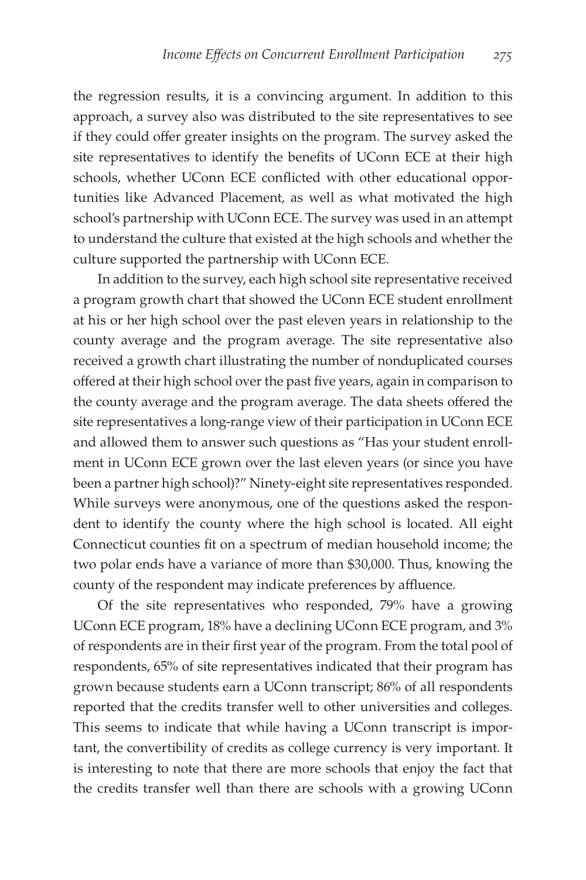the regression results, it is a convincing argument. In addition to this approach, a survey also was distributed to the site representatives to see if they could offer greater insights on the program. The survey asked the site representatives to identify the benefits of UConn ECE at their high schools, whether UConn ECE conflicted with other educational opportunities like Advanced Placement, as well as what motivated the high school's partnership with UConn ECE. The survey was used in an attempt to understand the culture that existed at the high schools and whether the culture supported the partnership with UConn ECE.

In addition to the survey, each high school site representative received a program growth chart that showed the UConn ECE student enrollment at his or her high school over the past eleven years in relationship to the county average and the program average. The site representative also received a growth chart illustrating the number of nonduplicated courses offered at their high school over the past five years, again in comparison to the county average and the program average. The data sheets offered the site representatives a long-range view of their participation in UConn ECE and allowed them to answer such questions as "Has your student enrollment in UConn ECE grown over the last eleven years (or since you have been a partner high school)?" Ninety-eight site representatives responded. While surveys were anonymous, one of the questions asked the respondent to identify the county where the high school is located. All eight Connecticut counties fit on a spectrum of median household income; the two polar ends have a variance of more than $30,000. Thus, knowing the county of the respondent may indicate preferences by affluence.

Of the site representatives who responded, 79% have a growing UConn ECE program, 18% have a declining UConn ECE program, and 3% of respondents are in their first year of the program. From the total pool of respondents, 65% of site representatives indicated that their program has grown because students earn a UConn transcript; 86% of all respondents reported that the credits transfer well to other universities and colleges. This seems to indicate that while having a UConn transcript is important, the convertibility of credits as college currency is very important. It is interesting to note that there are more schools that enjoy the fact that the credits transfer well than there are schools with a growing UConn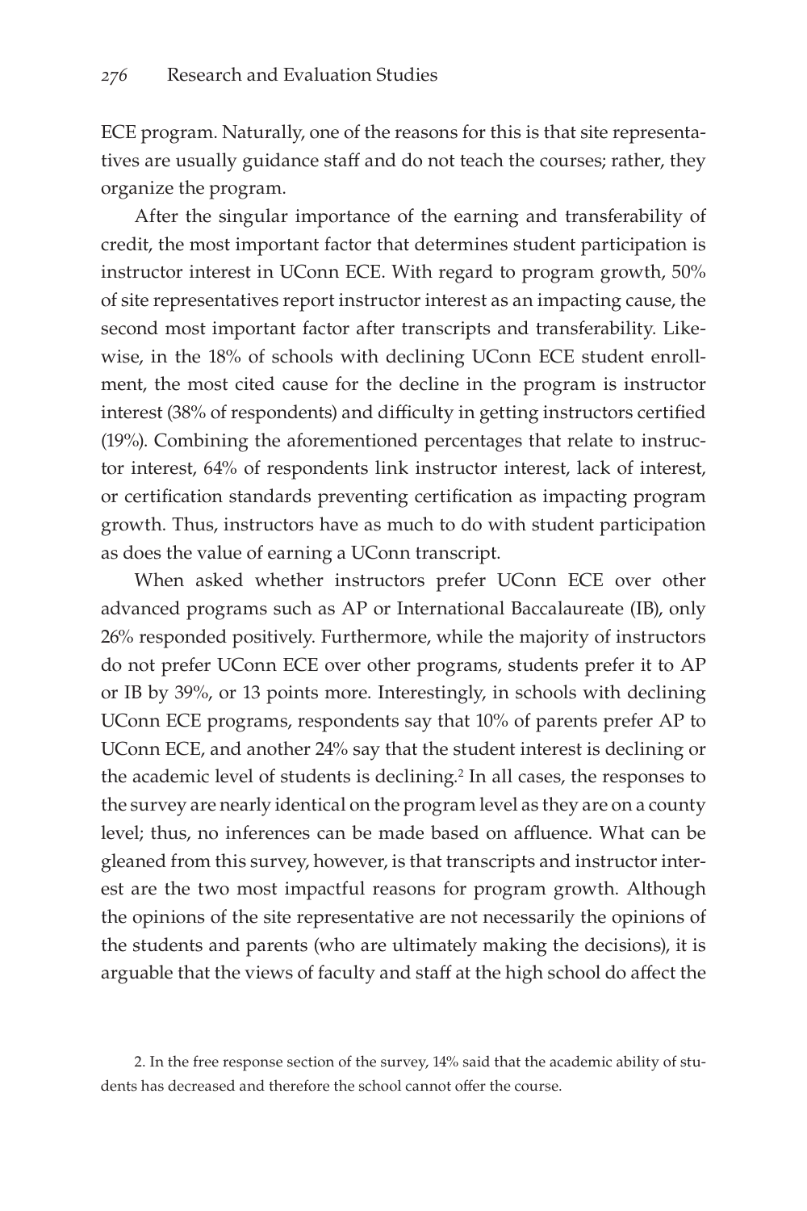ECE program. Naturally, one of the reasons for this is that site representatives are usually guidance staff and do not teach the courses; rather, they organize the program.

After the singular importance of the earning and transferability of credit, the most important factor that determines student participation is instructor interest in UConn ECE. With regard to program growth, 50% of site representatives report instructor interest as an impacting cause, the second most important factor after transcripts and transferability. Likewise, in the 18% of schools with declining UConn ECE student enrollment, the most cited cause for the decline in the program is instructor interest (38% of respondents) and difficulty in getting instructors certified (19%). Combining the aforementioned percentages that relate to instructor interest, 64% of respondents link instructor interest, lack of interest, or certification standards preventing certification as impacting program growth. Thus, instructors have as much to do with student participation as does the value of earning a UConn transcript.

When asked whether instructors prefer UConn ECE over other advanced programs such as AP or International Baccalaureate (IB), only 26% responded positively. Furthermore, while the majority of instructors do not prefer UConn ECE over other programs, students prefer it to AP or IB by 39%, or 13 points more. Interestingly, in schools with declining UConn ECE programs, respondents say that 10% of parents prefer AP to UConn ECE, and another 24% say that the student interest is declining or the academic level of students is declining.[2] In all cases, the responses to the survey are nearly identical on the program level as they are on a county level; thus, no inferences can be made based on affluence. What can be gleaned from this survey, however, is that transcripts and instructor interest are the two most impactful reasons for program growth. Although the opinions of the site representative are not necessarily the opinions of the students and parents (who are ultimately making the decisions), it is arguable that the views of faculty and staff at the high school do affect the

2. In the free response section of the survey, 14% said that the academic ability of students has decreased and therefore the school cannot offer the course.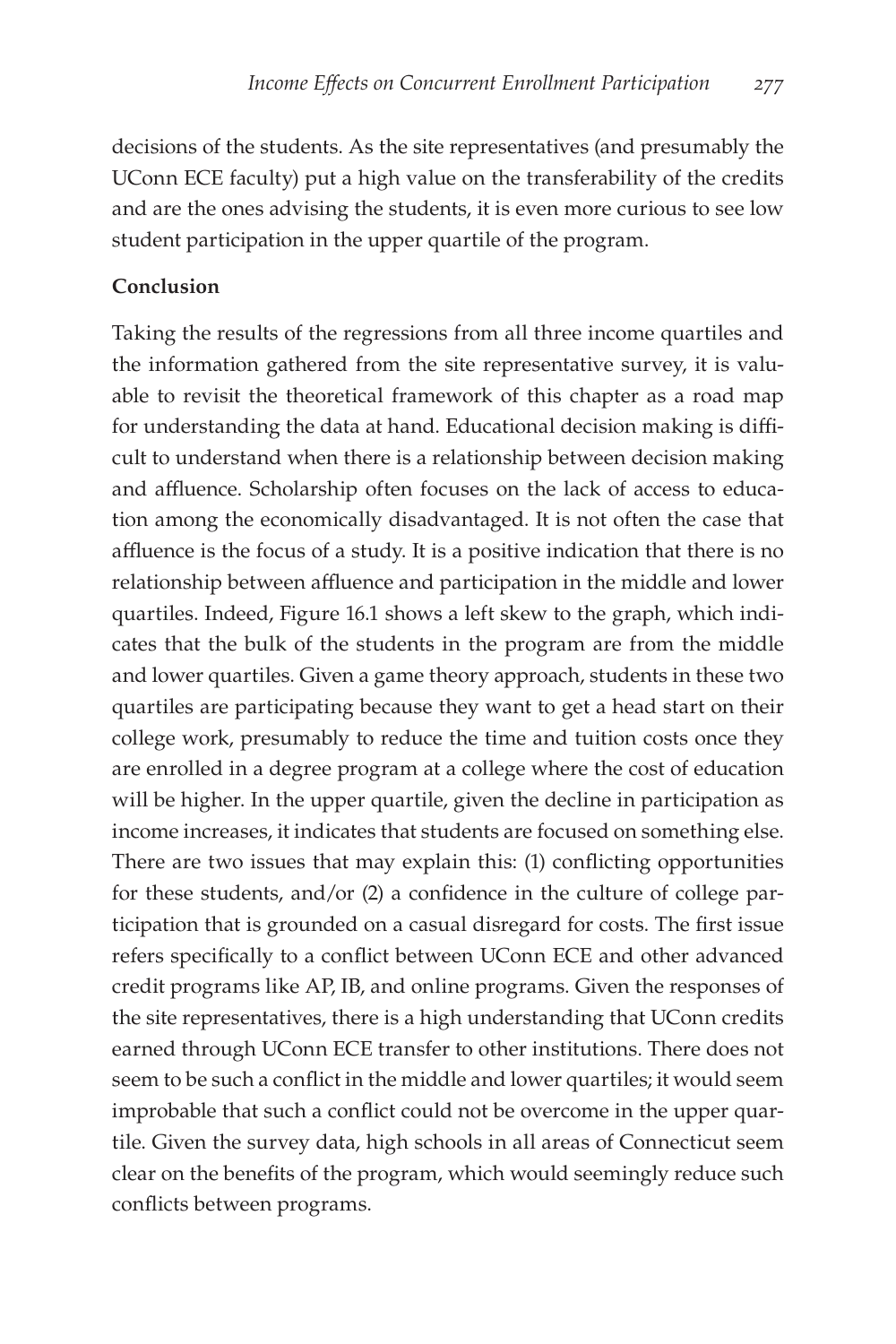decisions of the students. As the site representatives (and presumably the UConn ECE faculty) put a high value on the transferability of the credits and are the ones advising the students, it is even more curious to see low student participation in the upper quartile of the program.

## Conclusion

Taking the results of the regressions from all three income quartiles and the information gathered from the site representative survey, it is valuable to revisit the theoretical framework of this chapter as a road map for understanding the data at hand. Educational decision making is difficult to understand when there is a relationship between decision making and affluence. Scholarship often focuses on the lack of access to education among the economically disadvantaged. It is not often the case that affluence is the focus of a study. It is a positive indication that there is no relationship between affluence and participation in the middle and lower quartiles. Indeed, Figure 16.1 shows a left skew to the graph, which indicates that the bulk of the students in the program are from the middle and lower quartiles. Given a game theory approach, students in these two quartiles are participating because they want to get a head start on their college work, presumably to reduce the time and tuition costs once they are enrolled in a degree program at a college where the cost of education will be higher. In the upper quartile, given the decline in participation as income increases, it indicates that students are focused on something else. There are two issues that may explain this: (1) conflicting opportunities for these students, and/or (2) a confidence in the culture of college participation that is grounded on a casual disregard for costs. The first issue refers specifically to a conflict between UConn ECE and other advanced credit programs like AP, IB, and online programs. Given the responses of the site representatives, there is a high understanding that UConn credits earned through UConn ECE transfer to other institutions. There does not seem to be such a conflict in the middle and lower quartiles; it would seem improbable that such a conflict could not be overcome in the upper quartile. Given the survey data, high schools in all areas of Connecticut seem clear on the benefits of the program, which would seemingly reduce such conflicts between programs.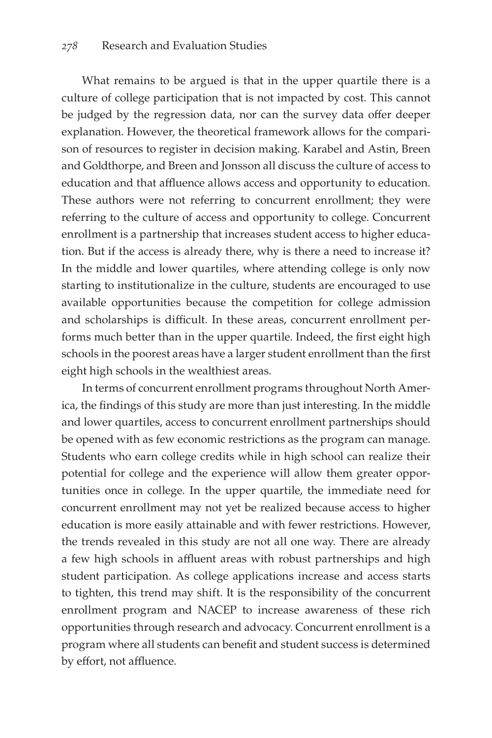What remains to be argued is that in the upper quartile there is a culture of college participation that is not impacted by cost. This cannot be judged by the regression data, nor can the survey data offer deeper explanation. However, the theoretical framework allows for the comparison of resources to register in decision making. Karabel and Astin, Breen and Goldthorpe, and Breen and Jonsson all discuss the culture of access to education and that affluence allows access and opportunity to education. These authors were not referring to concurrent enrollment; they were referring to the culture of access and opportunity to college. Concurrent enrollment is a partnership that increases student access to higher education. But if the access is already there, why is there a need to increase it? In the middle and lower quartiles, where attending college is only now starting to institutionalize in the culture, students are encouraged to use available opportunities because the competition for college admission and scholarships is difficult. In these areas, concurrent enrollment performs much better than in the upper quartile. Indeed, the first eight high schools in the poorest areas have a larger student enrollment than the first eight high schools in the wealthiest areas.

In terms of concurrent enrollment programs throughout North America, the findings of this study are more than just interesting. In the middle and lower quartiles, access to concurrent enrollment partnerships should be opened with as few economic restrictions as the program can manage. Students who earn college credits while in high school can realize their potential for college and the experience will allow them greater opportunities once in college. In the upper quartile, the immediate need for concurrent enrollment may not yet be realized because access to higher education is more easily attainable and with fewer restrictions. However, the trends revealed in this study are not all one way. There are already a few high schools in affluent areas with robust partnerships and high student participation. As college applications increase and access starts to tighten, this trend may shift. It is the responsibility of the concurrent enrollment program and NACEP to increase awareness of these rich opportunities through research and advocacy. Concurrent enrollment is a program where all students can benefit and student success is determined by effort, not affluence.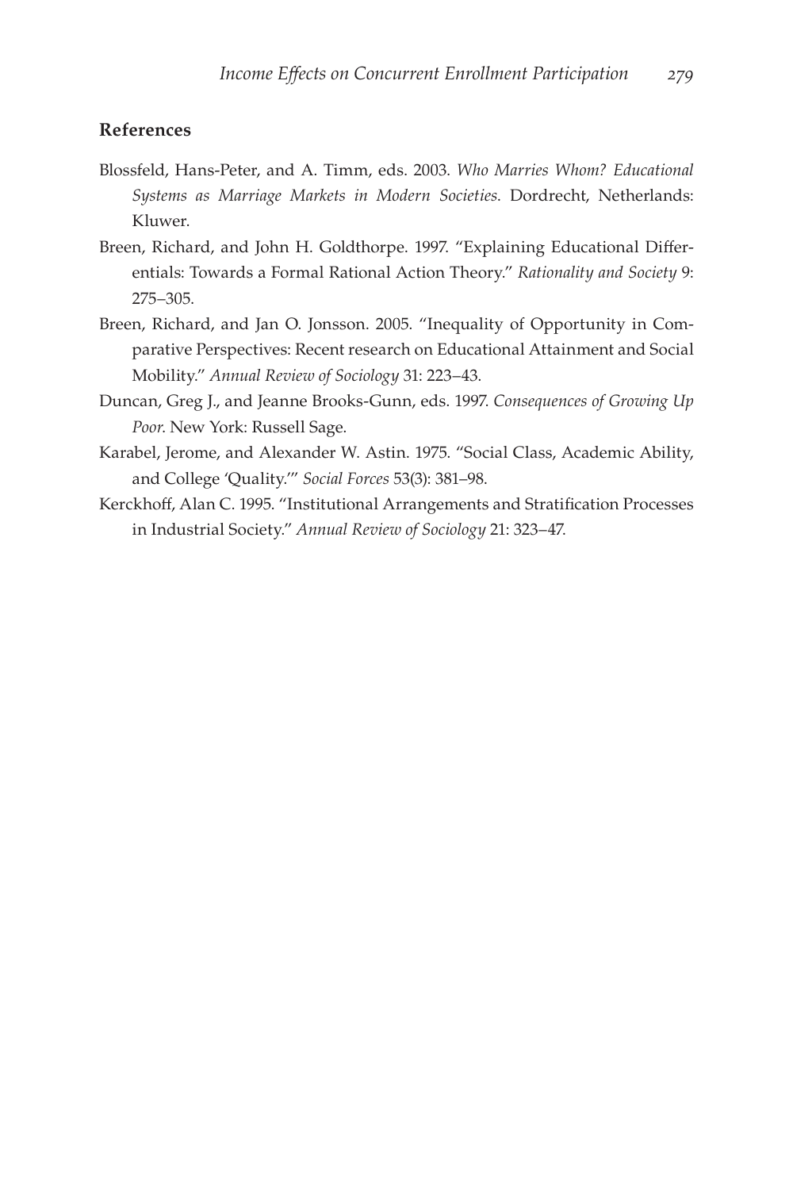## References

Blossfeld, Hans-Peter, and A. Timm, eds. 2003. *Who Marries Whom? Educational Systems as Marriage Markets in Modern Societies*. Dordrecht, Netherlands: Kluwer.

Breen, Richard, and John H. Goldthorpe. 1997. "Explaining Educational Differentials: Towards a Formal Rational Action Theory." *Rationality and Society* 9: 275–305.

Breen, Richard, and Jan O. Jonsson. 2005. "Inequality of Opportunity in Comparative Perspectives: Recent research on Educational Attainment and Social Mobility." *Annual Review of Sociology* 31: 223–43.

Duncan, Greg J., and Jeanne Brooks-Gunn, eds. 1997. *Consequences of Growing Up Poor*. New York: Russell Sage.

Karabel, Jerome, and Alexander W. Astin. 1975. "Social Class, Academic Ability, and College 'Quality.'" *Social Forces* 53(3): 381–98.

Kerckhoff, Alan C. 1995. "Institutional Arrangements and Stratification Processes in Industrial Society." *Annual Review of Sociology* 21: 323–47.